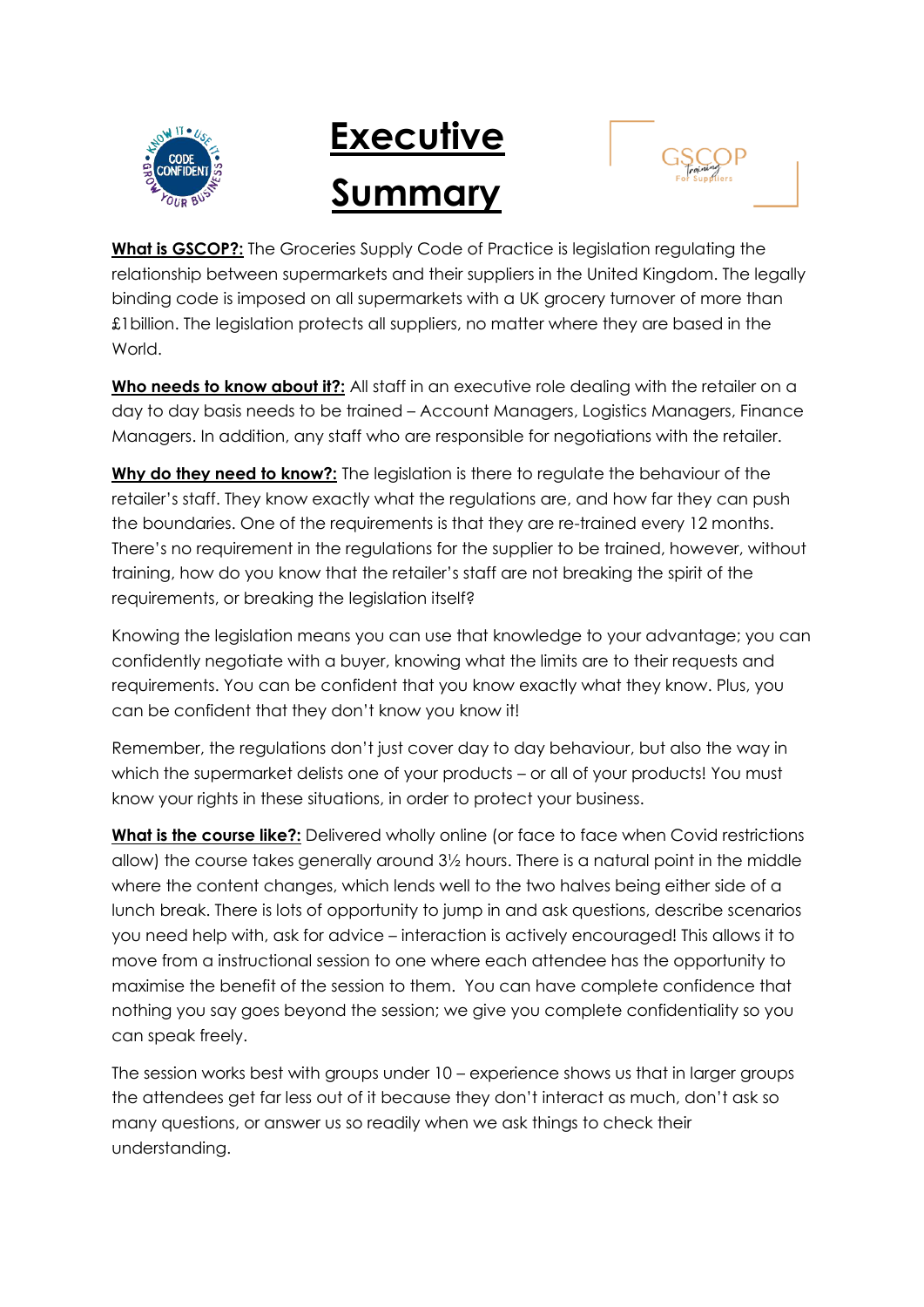# Executive Summary

**What is GSCOP?:** The Groceries Supply Code of Practice is legislation regulating the relationship between supermarkets and their suppliers in the United Kingdom. The legally binding code is imposed on all supermarkets with a UK grocery turnover of more than £1billion. The legislation protects all suppliers, no matter where they are based in the World.

**Who needs to know about it?:** All staff in an executive role dealing with the retailer on a day to day basis needs to be trained – Account Managers, Logistics Managers, Finance Managers. In addition, any staff who are responsible for negotiations with the retailer.

**Why do they need to know?:** The legislation is there to regulate the behaviour of the retailer's staff. They know exactly what the regulations are, and how far they can push the boundaries. One of the requirements is that they are re-trained every 12 months. There's no requirement in the regulations for the supplier to be trained, however, without training, how do you know that the retailer's staff are not breaking the spirit of the requirements, or breaking the legislation itself?

Knowing the legislation means you can use that knowledge to your advantage; you can confidently negotiate with a buyer, knowing what the limits are to their requests and requirements. You can be confident that you know exactly what they know. Plus, you can be confident that they don't know you know it!

Remember, the regulations don't just cover day to day behaviour, but also the way in which the supermarket delists one of your products – or all of your products! You must know your rights in these situations, in order to protect your business.

**What is the course like?:** Delivered wholly online (or face to face when Covid restrictions allow) the course takes generally around 3½ hours. There is a natural point in the middle where the content changes, which lends well to the two halves being either side of a lunch break. There is lots of opportunity to jump in and ask questions, describe scenarios you need help with, ask for advice – interaction is actively encouraged! This allows it to move from a instructional session to one where each attendee has the opportunity to maximise the benefit of the session to them. You can have complete confidence that nothing you say goes beyond the session; we give you complete confidentiality so you can speak freely.

The session works best with groups under 10 – experience shows us that in larger groups the attendees get far less out of it because they don't interact as much, don't ask so many questions, or answer us so readily when we ask things to check their understanding.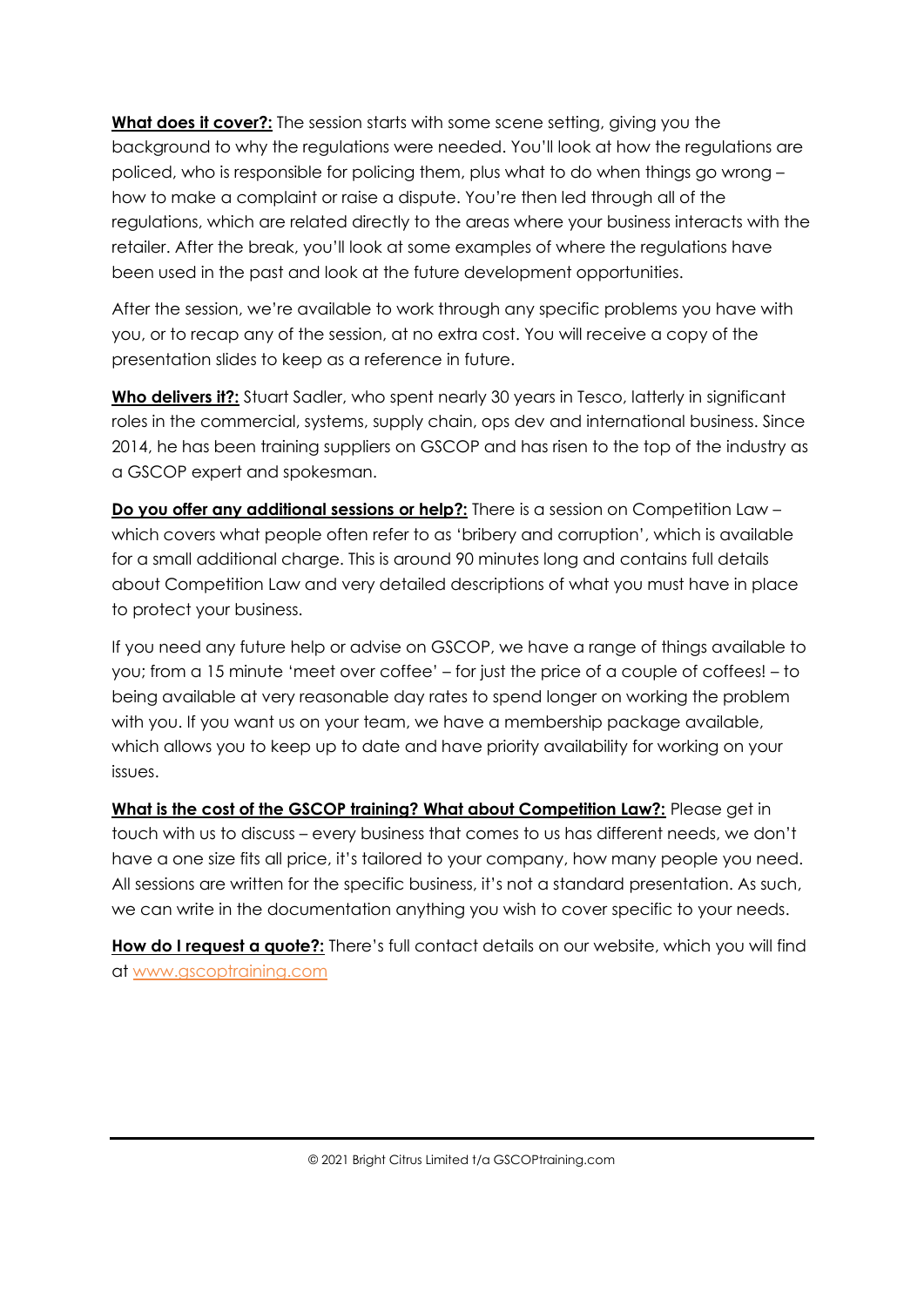**What does it cover?:** The session starts with some scene setting, giving you the background to why the regulations were needed. You'll look at how the regulations are policed, who is responsible for policing them, plus what to do when things go wrong – how to make a complaint or raise a dispute. You're then led through all of the regulations, which are related directly to the areas where your business interacts with the retailer. After the break, you'll look at some examples of where the regulations have been used in the past and look at the future development opportunities.

After the session, we're available to work through any specific problems you have with you, or to recap any of the session, at no extra cost. You will receive a copy of the presentation slides to keep as a reference in future.

**Who delivers it?:** Stuart Sadler, who spent nearly 30 years in Tesco, latterly in significant roles in the commercial, systems, supply chain, ops dev and international business. Since 2014, he has been training suppliers on GSCOP and has risen to the top of the industry as a GSCOP expert and spokesman.

**Do you offer any additional sessions or help?:** There is a session on Competition Law – which covers what people often refer to as 'bribery and corruption', which is available for a small additional charge. This is around 90 minutes long and contains full details about Competition Law and very detailed descriptions of what you must have in place to protect your business.

If you need any future help or advise on GSCOP, we have a range of things available to you; from a 15 minute 'meet over coffee' – for just the price of a couple of coffees! – to being available at very reasonable day rates to spend longer on working the problem with you. If you want us on your team, we have a membership package available, which allows you to keep up to date and have priority availability for working on your issues.

**What is the cost of the GSCOP training? What about Competition Law?:** Please get in touch with us to discuss – every business that comes to us has different needs, we don't have a one size fits all price, it's tailored to your company, how many people you need. All sessions are written for the specific business, it's not a standard presentation. As such, we can write in the documentation anything you wish to cover specific to your needs.

**How do I request a quote?:** There's full contact details on our website, which you will find at [www.gscoptraining.com](http://www.gscoptraining.com)

© 2021 Bright Citrus Limited t/a GSCOPtraining.com